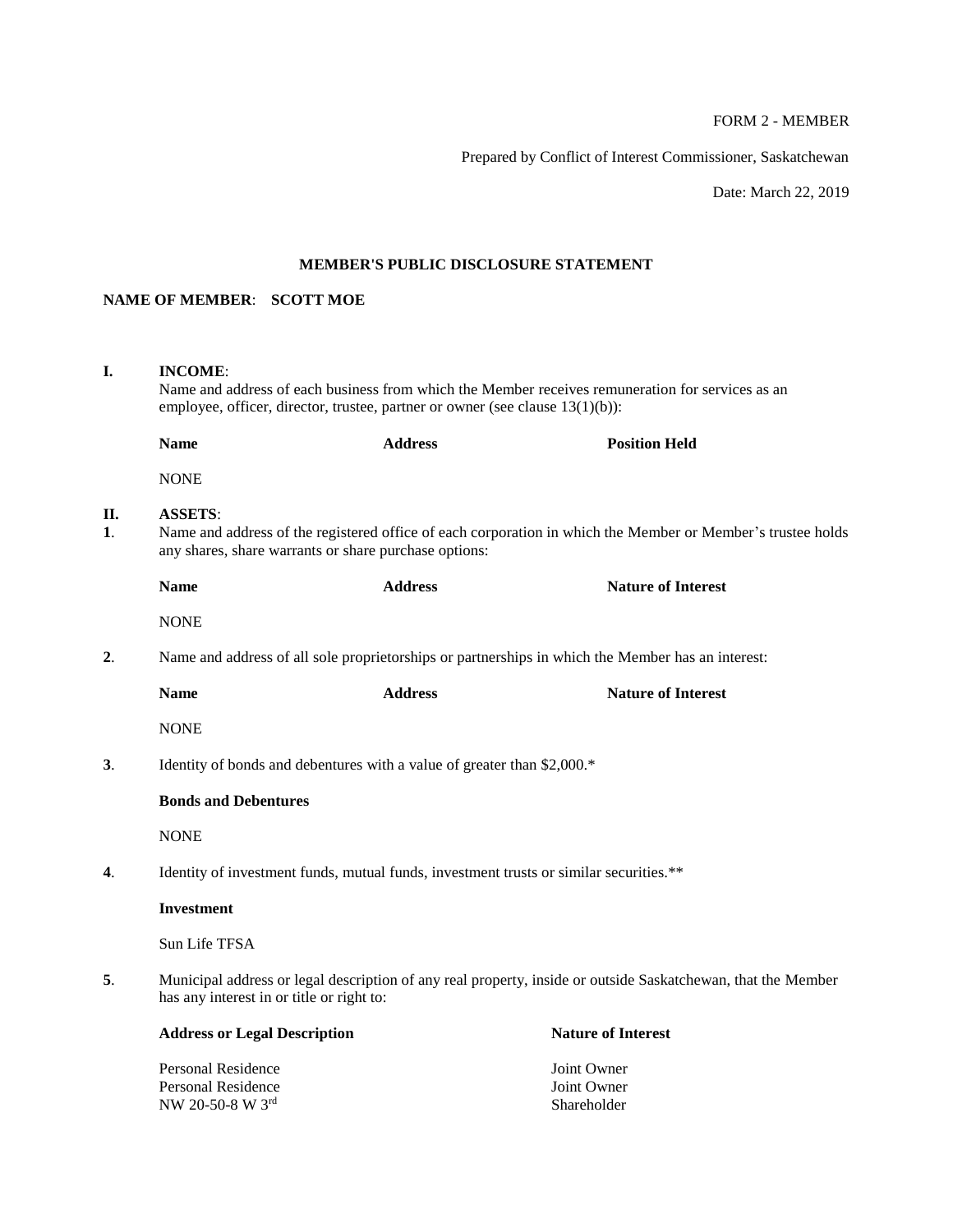FORM 2 - MEMBER

Prepared by Conflict of Interest Commissioner, Saskatchewan

Date: March 22, 2019

## MEMBER'S PUBLIC DISCLOSURE STATEMENT

**NAME OF MEMBER**: **SCOTT MOE**

**I. INCOME**:

Name and address of each business from which the Member receives remuneration for services as an employee, officer, director, trustee, partner or owner (see clause 13(1)(b)):

| Name | Address | Position Held |
|---|---|---|
| NONE | | |

**II. ASSETS**:

**1**. Name and address of the registered office of each corporation in which the Member or Member's trustee holds any shares, share warrants or share purchase options:

| Name | Address | Nature of Interest |
|---|---|---|
| NONE | | |

**2**. Name and address of all sole proprietorships or partnerships in which the Member has an interest:

| Name | Address | Nature of Interest |
|---|---|---|
| NONE | | |

**3**. Identity of bonds and debentures with a value of greater than $2,000.*

**Bonds and Debentures**

NONE

**4**. Identity of investment funds, mutual funds, investment trusts or similar securities.**

**Investment**

Sun Life TFSA

**5**. Municipal address or legal description of any real property, inside or outside Saskatchewan, that the Member has any interest in or title or right to:

| Address or Legal Description | Nature of Interest |
|---|---|
| Personal Residence | Joint Owner |
| Personal Residence | Joint Owner |
| NW 20-50-8 W 3rd | Shareholder |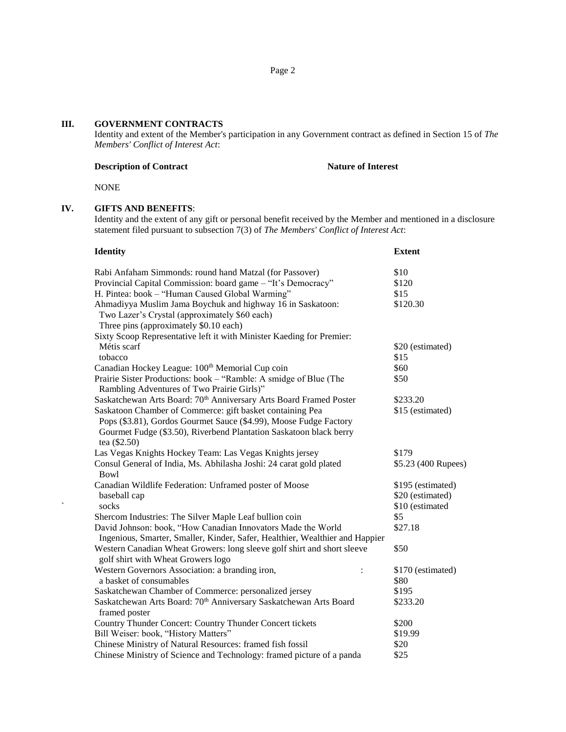## III. GOVERNMENT CONTRACTS

Identity and extent of the Member's participation in any Government contract as defined in Section 15 of *The Members' Conflict of Interest Act*:

| **Description of Contract** | **Nature of Interest** |
|---|---|
| NONE | |

## IV. GIFTS AND BENEFITS:

Identity and the extent of any gift or personal benefit received by the Member and mentioned in a disclosure statement filed pursuant to subsection 7(3) of *The Members' Conflict of Interest Act*:

| **Identity** | **Extent** |
|---|---|
| Rabi Anfaham Simmonds: round hand Matzal (for Passover) | $10 |
| Provincial Capital Commission: board game – "It's Democracy" | $120 |
| H. Pintea: book – "Human Caused Global Warming" | $15 |
| Ahmadiyya Muslim Jama Boychuk and highway 16 in Saskatoon: Two Lazer's Crystal (approximately $60 each) Three pins (approximately $0.10 each) | $120.30 |
| Sixty Scoop Representative left it with Minister Kaeding for Premier: | |
| Métis scarf | $20 (estimated) |
| tobacco | $15 |
| Canadian Hockey League: 100th Memorial Cup coin | $60 |
| Prairie Sister Productions: book – "Ramble: A smidge of Blue (The Rambling Adventures of Two Prairie Girls)" | $50 |
| Saskatchewan Arts Board: 70th Anniversary Arts Board Framed Poster | $233.20 |
| Saskatoon Chamber of Commerce: gift basket containing Pea Pops ($3.81), Gordos Gourmet Sauce ($4.99), Moose Fudge Factory Gourmet Fudge ($3.50), Riverbend Plantation Saskatoon black berry tea ($2.50) | $15 (estimated) |
| Las Vegas Knights Hockey Team: Las Vegas Knights jersey | $179 |
| Consul General of India, Ms. Abhilasha Joshi: 24 carat gold plated Bowl | $5.23 (400 Rupees) |
| Canadian Wildlife Federation: Unframed poster of Moose | $195 (estimated) |
| baseball cap | $20 (estimated) |
| socks | $10 (estimated |
| Shercom Industries: The Silver Maple Leaf bullion coin | $5 |
| David Johnson: book, "How Canadian Innovators Made the World Ingenious, Smarter, Smaller, Kinder, Safer, Healthier, Wealthier and Happier | $27.18 |
| Western Canadian Wheat Growers: long sleeve golf shirt and short sleeve golf shirt with Wheat Growers logo | $50 |
| Western Governors Association: a branding iron, | $170 (estimated) |
| a basket of consumables | $80 |
| Saskatchewan Chamber of Commerce: personalized jersey | $195 |
| Saskatchewan Arts Board: 70th Anniversary Saskatchewan Arts Board framed poster | $233.20 |
| Country Thunder Concert: Country Thunder Concert tickets | $200 |
| Bill Weiser: book, "History Matters" | $19.99 |
| Chinese Ministry of Natural Resources: framed fish fossil | $20 |
| Chinese Ministry of Science and Technology: framed picture of a panda | $25 |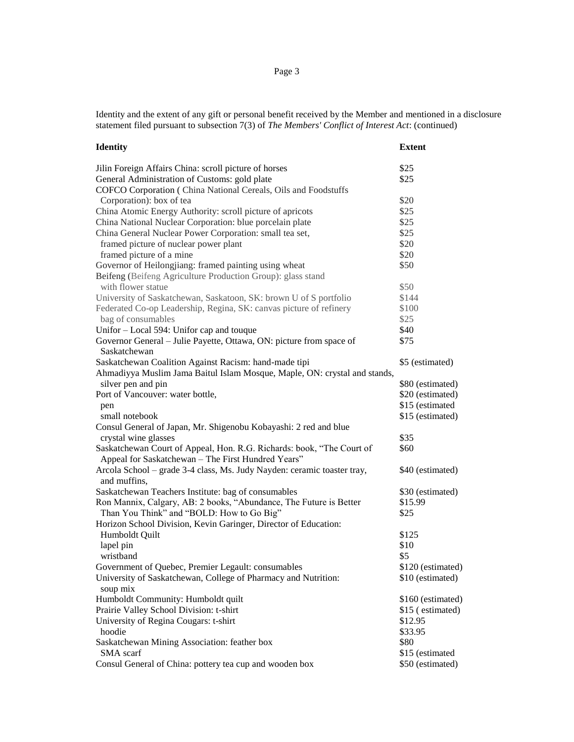Identity and the extent of any gift or personal benefit received by the Member and mentioned in a disclosure statement filed pursuant to subsection 7(3) of *The Members' Conflict of Interest Act*: (continued)

| Identity | Extent |
|---|---|
| Jilin Foreign Affairs China: scroll picture of horses | $25 |
| General Administration of Customs: gold plate | $25 |
| COFCO Corporation ( China National Cereals, Oils and Foodstuffs Corporation): box of tea | $20 |
| China Atomic Energy Authority: scroll picture of apricots | $25 |
| China National Nuclear Corporation: blue porcelain plate | $25 |
| China General Nuclear Power Corporation: small tea set, | $25 |
| framed picture of nuclear power plant | $20 |
| framed picture of a mine | $20 |
| Governor of Heilongjiang: framed painting using wheat | $50 |
| Beifeng (Beifeng Agriculture Production Group): glass stand with flower statue | $50 |
| University of Saskatchewan, Saskatoon, SK: brown U of S portfolio | $144 |
| Federated Co-op Leadership, Regina, SK: canvas picture of refinery | $100 |
| bag of consumables | $25 |
| Unifor – Local 594: Unifor cap and touque | $40 |
| Governor General – Julie Payette, Ottawa, ON: picture from space of Saskatchewan | $75 |
| Saskatchewan Coalition Against Racism: hand-made tipi | $5 (estimated) |
| Ahmadiyya Muslim Jama Baitul Islam Mosque, Maple, ON: crystal and stands, silver pen and pin | $80 (estimated) |
| Port of Vancouver: water bottle, | $20 (estimated) |
| pen | $15 (estimated |
| small notebook | $15 (estimated) |
| Consul General of Japan, Mr. Shigenobu Kobayashi: 2 red and blue crystal wine glasses | $35 |
| Saskatchewan Court of Appeal, Hon. R.G. Richards: book, "The Court of Appeal for Saskatchewan – The First Hundred Years" | $60 |
| Arcola School – grade 3-4 class, Ms. Judy Nayden: ceramic toaster tray, and muffins, | $40 (estimated) |
| Saskatchewan Teachers Institute: bag of consumables | $30 (estimated) |
| Ron Mannix, Calgary, AB: 2 books, "Abundance, The Future is Better | $15.99 |
| Than You Think" and "BOLD: How to Go Big" | $25 |
| Horizon School Division, Kevin Garinger, Director of Education: | |
| Humboldt Quilt | $125 |
| lapel pin | $10 |
| wristband | $5 |
| Government of Quebec, Premier Legault: consumables | $120 (estimated) |
| University of Saskatchewan, College of Pharmacy and Nutrition: soup mix | $10 (estimated) |
| Humboldt Community: Humboldt quilt | $160 (estimated) |
| Prairie Valley School Division: t-shirt | $15 ( estimated) |
| University of Regina Cougars: t-shirt | $12.95 |
| hoodie | $33.95 |
| Saskatchewan Mining Association: feather box | $80 |
| SMA scarf | $15 (estimated |
| Consul General of China: pottery tea cup and wooden box | $50 (estimated) |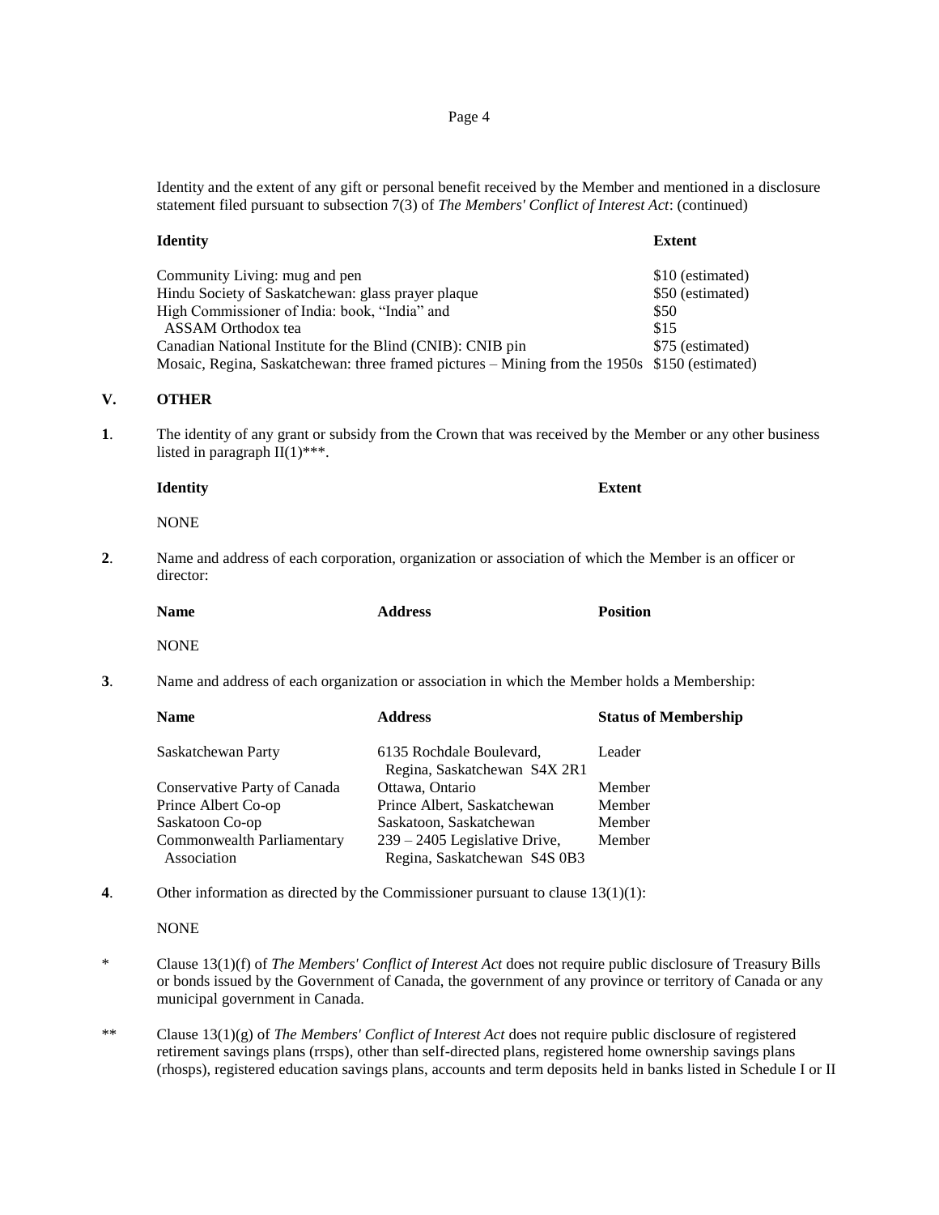Identity and the extent of any gift or personal benefit received by the Member and mentioned in a disclosure statement filed pursuant to subsection 7(3) of *The Members' Conflict of Interest Act*: (continued)

| Identity | Extent |
|---|---|
| Community Living: mug and pen | $10 (estimated) |
| Hindu Society of Saskatchewan: glass prayer plaque | $50 (estimated) |
| High Commissioner of India: book, "India" and | $50 |
| ASSAM Orthodox tea | $15 |
| Canadian National Institute for the Blind (CNIB): CNIB pin | $75 (estimated) |
| Mosaic, Regina, Saskatchewan: three framed pictures – Mining from the 1950s | $150 (estimated) |

## V. OTHER

**1**. The identity of any grant or subsidy from the Crown that was received by the Member or any other business listed in paragraph II(1)***.

| Identity | Extent |
|---|---|
| NONE | |

**2**. Name and address of each corporation, organization or association of which the Member is an officer or director:

| Name | Address | Position |
|---|---|---|
| NONE | | |

**3**. Name and address of each organization or association in which the Member holds a Membership:

| Name | Address | Status of Membership |
|---|---|---|
| Saskatchewan Party | 6135 Rochdale Boulevard, Regina, Saskatchewan S4X 2R1 | Leader |
| Conservative Party of Canada | Ottawa, Ontario | Member |
| Prince Albert Co-op | Prince Albert, Saskatchewan | Member |
| Saskatoon Co-op | Saskatoon, Saskatchewan | Member |
| Commonwealth Parliamentary Association | 239 – 2405 Legislative Drive, Regina, Saskatchewan S4S 0B3 | Member |

**4**. Other information as directed by the Commissioner pursuant to clause 13(1)(1):

NONE

\* Clause 13(1)(f) of *The Members' Conflict of Interest Act* does not require public disclosure of Treasury Bills or bonds issued by the Government of Canada, the government of any province or territory of Canada or any municipal government in Canada.

** Clause 13(1)(g) of *The Members' Conflict of Interest Act* does not require public disclosure of registered retirement savings plans (rrsps), other than self-directed plans, registered home ownership savings plans (rhosps), registered education savings plans, accounts and term deposits held in banks listed in Schedule I or II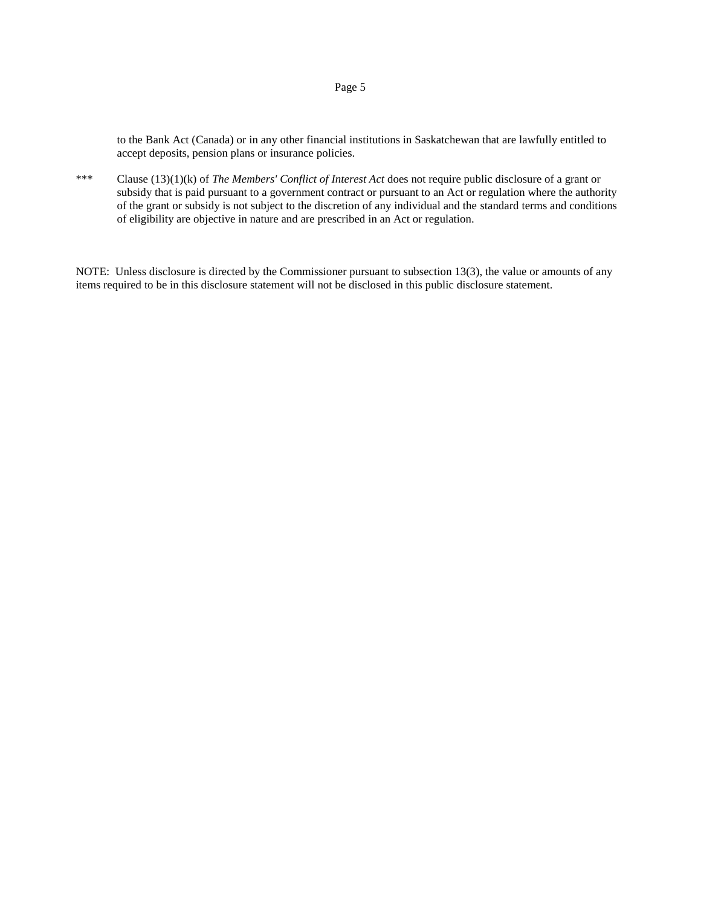to the Bank Act (Canada) or in any other financial institutions in Saskatchewan that are lawfully entitled to accept deposits, pension plans or insurance policies.

*** Clause (13)(1)(k) of *The Members' Conflict of Interest Act* does not require public disclosure of a grant or subsidy that is paid pursuant to a government contract or pursuant to an Act or regulation where the authority of the grant or subsidy is not subject to the discretion of any individual and the standard terms and conditions of eligibility are objective in nature and are prescribed in an Act or regulation.

NOTE: Unless disclosure is directed by the Commissioner pursuant to subsection 13(3), the value or amounts of any items required to be in this disclosure statement will not be disclosed in this public disclosure statement.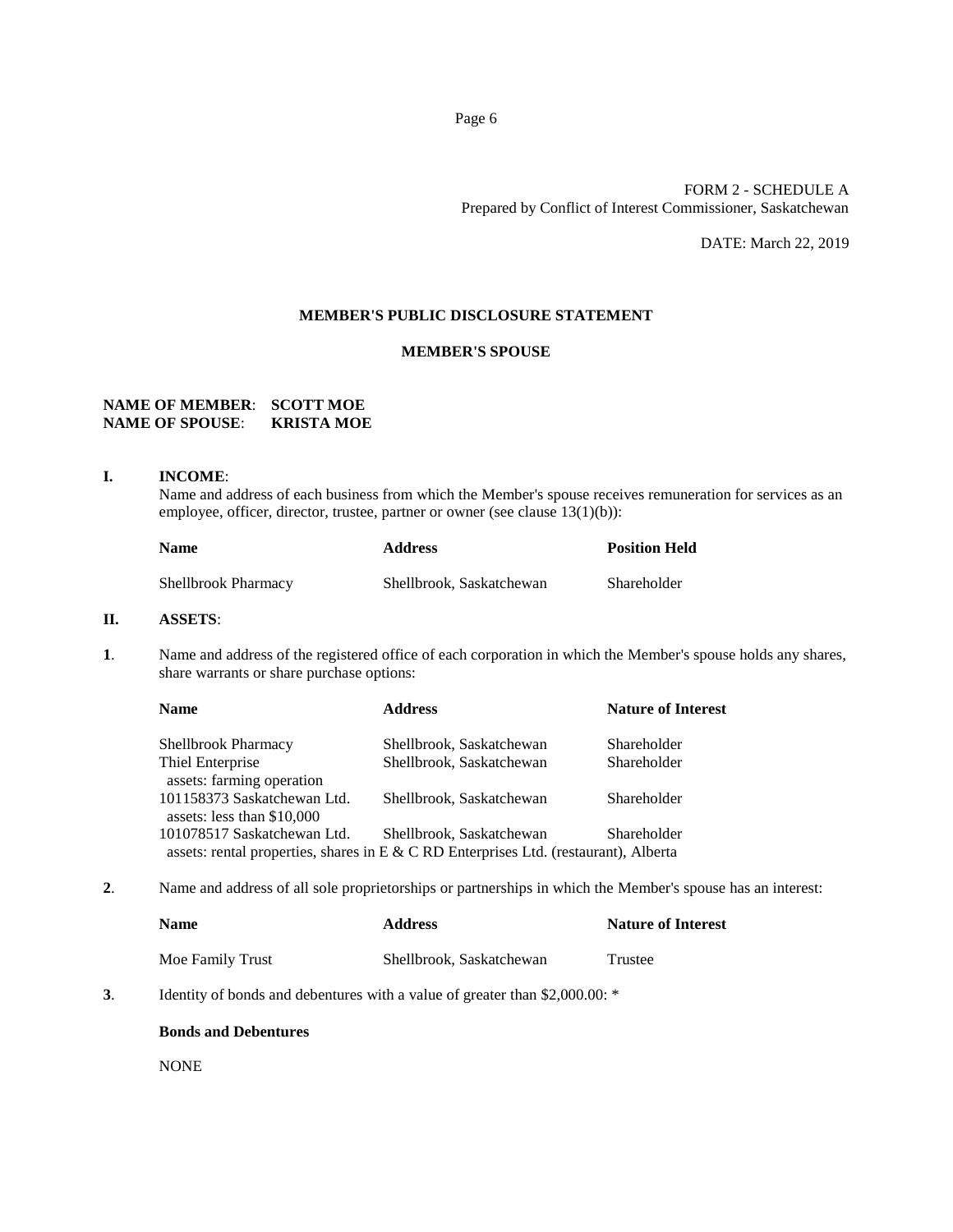FORM 2 - SCHEDULE A
Prepared by Conflict of Interest Commissioner, Saskatchewan

DATE: March 22, 2019

## MEMBER'S PUBLIC DISCLOSURE STATEMENT

### MEMBER'S SPOUSE

**NAME OF MEMBER**: **SCOTT MOE**
**NAME OF SPOUSE**: **KRISTA MOE**

**I. INCOME**:

Name and address of each business from which the Member's spouse receives remuneration for services as an employee, officer, director, trustee, partner or owner (see clause 13(1)(b)):

| **Name** | **Address** | **Position Held** |
|---|---|---|
| Shellbrook Pharmacy | Shellbrook, Saskatchewan | Shareholder |

**II. ASSETS**:

**1**. Name and address of the registered office of each corporation in which the Member's spouse holds any shares, share warrants or share purchase options:

| **Name** | **Address** | **Nature of Interest** |
|---|---|---|
| Shellbrook Pharmacy | Shellbrook, Saskatchewan | Shareholder |
| Thiel Enterprise<br>assets: farming operation | Shellbrook, Saskatchewan | Shareholder |
| 101158373 Saskatchewan Ltd.<br>assets: less than $10,000 | Shellbrook, Saskatchewan | Shareholder |
| 101078517 Saskatchewan Ltd.<br>assets: rental properties, shares in E & C RD Enterprises Ltd. (restaurant), Alberta | Shellbrook, Saskatchewan | Shareholder |

**2**. Name and address of all sole proprietorships or partnerships in which the Member's spouse has an interest:

| **Name** | **Address** | **Nature of Interest** |
|---|---|---|
| Moe Family Trust | Shellbrook, Saskatchewan | Trustee |

**3**. Identity of bonds and debentures with a value of greater than $2,000.00: *

**Bonds and Debentures**

NONE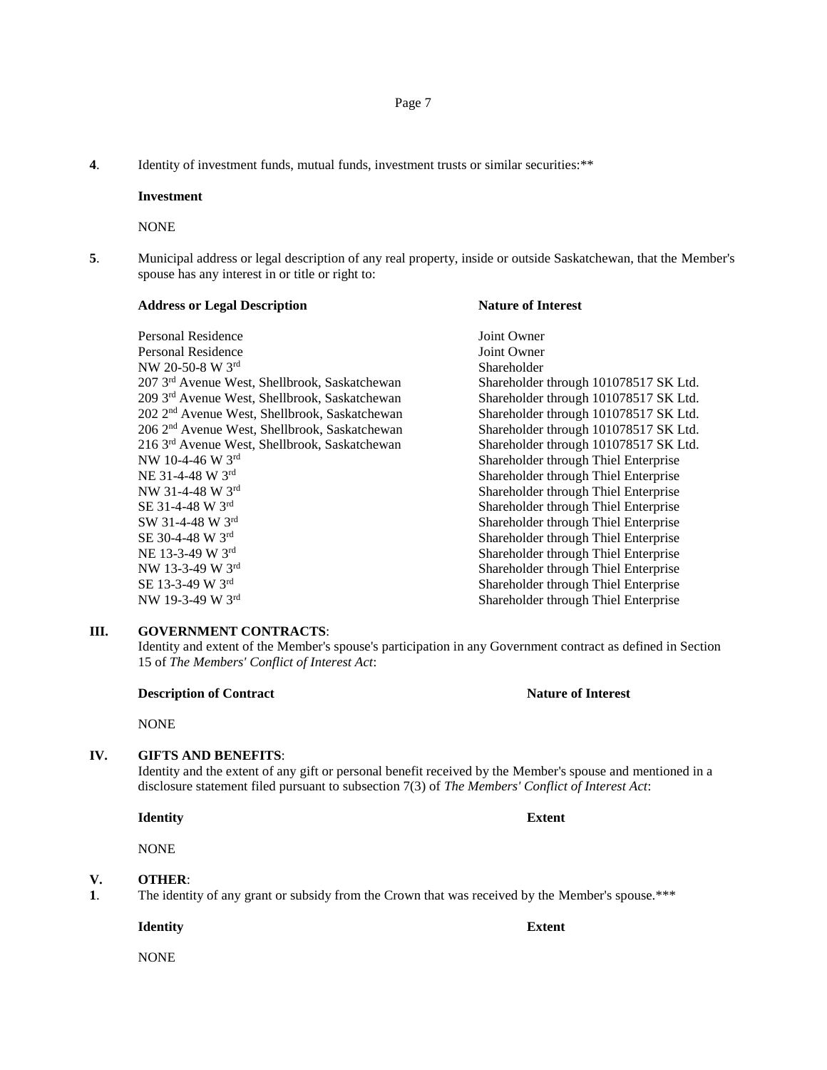**4**. Identity of investment funds, mutual funds, investment trusts or similar securities:**

**Investment**

NONE

**5**. Municipal address or legal description of any real property, inside or outside Saskatchewan, that the Member's spouse has any interest in or title or right to:

| **Address or Legal Description** | **Nature of Interest** |
|---|---|
| Personal Residence | Joint Owner |
| Personal Residence | Joint Owner |
| NW 20-50-8 W 3rd | Shareholder |
| 207 3rd Avenue West, Shellbrook, Saskatchewan | Shareholder through 101078517 SK Ltd. |
| 209 3rd Avenue West, Shellbrook, Saskatchewan | Shareholder through 101078517 SK Ltd. |
| 202 2nd Avenue West, Shellbrook, Saskatchewan | Shareholder through 101078517 SK Ltd. |
| 206 2nd Avenue West, Shellbrook, Saskatchewan | Shareholder through 101078517 SK Ltd. |
| 216 3rd Avenue West, Shellbrook, Saskatchewan | Shareholder through 101078517 SK Ltd. |
| NW 10-4-46 W 3rd | Shareholder through Thiel Enterprise |
| NE 31-4-48 W 3rd | Shareholder through Thiel Enterprise |
| NW 31-4-48 W 3rd | Shareholder through Thiel Enterprise |
| SE 31-4-48 W 3rd | Shareholder through Thiel Enterprise |
| SW 31-4-48 W 3rd | Shareholder through Thiel Enterprise |
| SE 30-4-48 W 3rd | Shareholder through Thiel Enterprise |
| NE 13-3-49 W 3rd | Shareholder through Thiel Enterprise |
| NW 13-3-49 W 3rd | Shareholder through Thiel Enterprise |
| SE 13-3-49 W 3rd | Shareholder through Thiel Enterprise |
| NW 19-3-49 W 3rd | Shareholder through Thiel Enterprise |

## III. GOVERNMENT CONTRACTS:

Identity and extent of the Member's spouse's participation in any Government contract as defined in Section 15 of *The Members' Conflict of Interest Act*:

| **Description of Contract** | **Nature of Interest** |
|---|---|
| NONE | |

## IV. GIFTS AND BENEFITS:

Identity and the extent of any gift or personal benefit received by the Member's spouse and mentioned in a disclosure statement filed pursuant to subsection 7(3) of *The Members' Conflict of Interest Act*:

| **Identity** | **Extent** |
|---|---|
| NONE | |

## V. OTHER:

**1**. The identity of any grant or subsidy from the Crown that was received by the Member's spouse.***

| **Identity** | **Extent** |
|---|---|
| NONE | |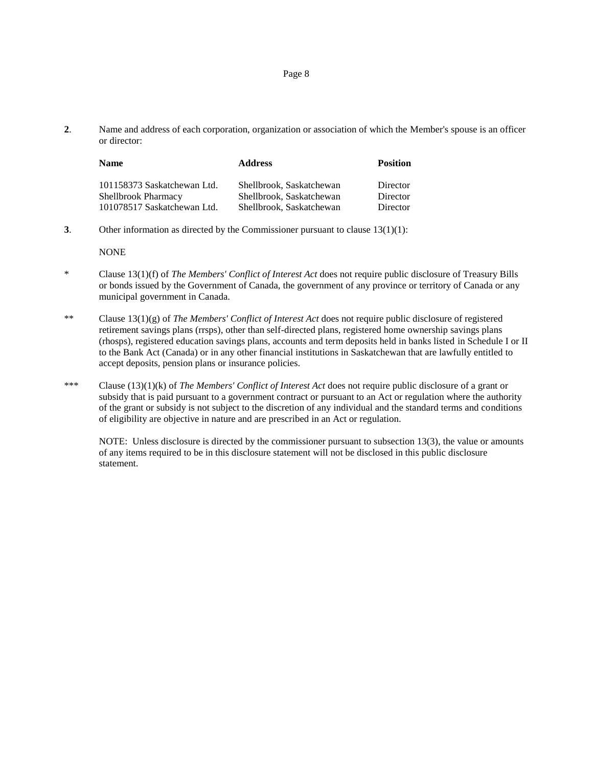**2**. Name and address of each corporation, organization or association of which the Member's spouse is an officer or director:

| Name | Address | Position |
|---|---|---|
| 101158373 Saskatchewan Ltd. | Shellbrook, Saskatchewan | Director |
| Shellbrook Pharmacy | Shellbrook, Saskatchewan | Director |
| 101078517 Saskatchewan Ltd. | Shellbrook, Saskatchewan | Director |

**3**. Other information as directed by the Commissioner pursuant to clause 13(1)(1):

NONE

\* Clause 13(1)(f) of *The Members' Conflict of Interest Act* does not require public disclosure of Treasury Bills or bonds issued by the Government of Canada, the government of any province or territory of Canada or any municipal government in Canada.

\*\* Clause 13(1)(g) of *The Members' Conflict of Interest Act* does not require public disclosure of registered retirement savings plans (rrsps), other than self-directed plans, registered home ownership savings plans (rhosps), registered education savings plans, accounts and term deposits held in banks listed in Schedule I or II to the Bank Act (Canada) or in any other financial institutions in Saskatchewan that are lawfully entitled to accept deposits, pension plans or insurance policies.

\*\*\* Clause (13)(1)(k) of *The Members' Conflict of Interest Act* does not require public disclosure of a grant or subsidy that is paid pursuant to a government contract or pursuant to an Act or regulation where the authority of the grant or subsidy is not subject to the discretion of any individual and the standard terms and conditions of eligibility are objective in nature and are prescribed in an Act or regulation.

NOTE: Unless disclosure is directed by the commissioner pursuant to subsection 13(3), the value or amounts of any items required to be in this disclosure statement will not be disclosed in this public disclosure statement.